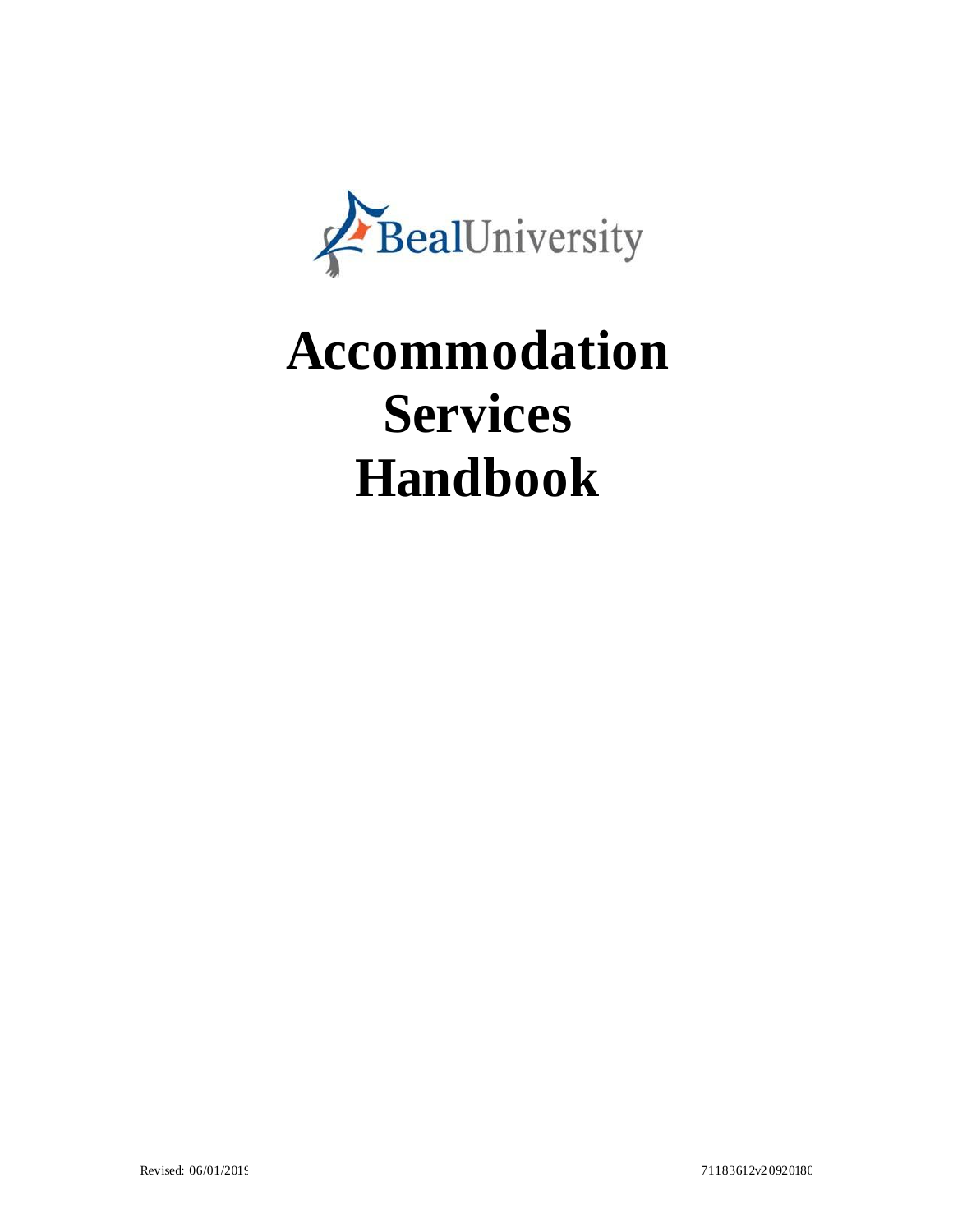BealUniversity

# Accommodation Services Handbook

Revised: 06/01/2019 71183612v2092018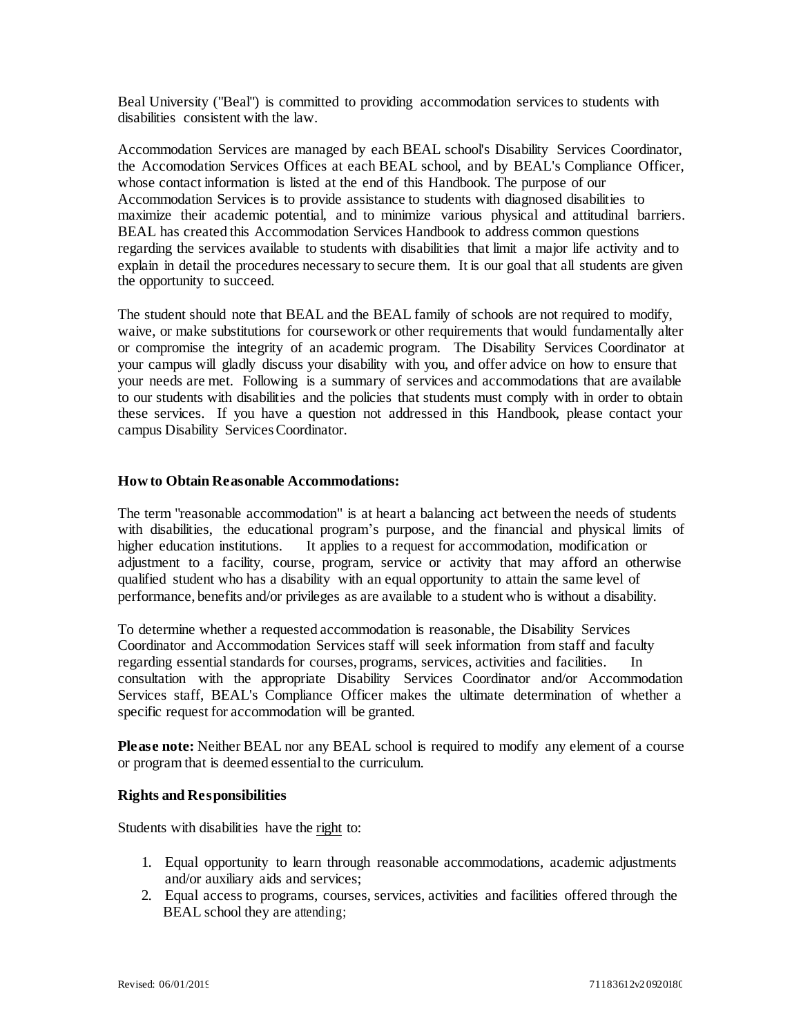Beal University ("Beal") is committed to providing accommodation services to students with disabilities consistent with the law.

Accommodation Services are managed by each BEAL school's Disability Services Coordinator, the Accomodation Services Offices at each BEAL school, and by BEAL's Compliance Officer, whose contact information is listed at the end of this Handbook. The purpose of our Accommodation Services is to provide assistance to students with diagnosed disabilities to maximize their academic potential, and to minimize various physical and attitudinal barriers. BEAL has created this Accommodation Services Handbook to address common questions regarding the services available to students with disabilities that limit a major life activity and to explain in detail the procedures necessary to secure them. It is our goal that all students are given the opportunity to succeed.

The student should note that BEAL and the BEAL family of schools are not required to modify, waive, or make substitutions for coursework or other requirements that would fundamentally alter or compromise the integrity of an academic program. The Disability Services Coordinator at your campus will gladly discuss your disability with you, and offer advice on how to ensure that your needs are met. Following is a summary of services and accommodations that are available to our students with disabilities and the policies that students must comply with in order to obtain these services. If you have a question not addressed in this Handbook, please contact your campus Disability Services Coordinator.

**How to Obtain Reasonable Accommodations:**

The term "reasonable accommodation" is at heart a balancing act between the needs of students with disabilities, the educational program's purpose, and the financial and physical limits of higher education institutions. It applies to a request for accommodation, modification or adjustment to a facility, course, program, service or activity that may afford an otherwise qualified student who has a disability with an equal opportunity to attain the same level of performance, benefits and/or privileges as are available to a student who is without a disability.

To determine whether a requested accommodation is reasonable, the Disability Services Coordinator and Accommodation Services staff will seek information from staff and faculty regarding essential standards for courses, programs, services, activities and facilities. In consultation with the appropriate Disability Services Coordinator and/or Accommodation Services staff, BEAL's Compliance Officer makes the ultimate determination of whether a specific request for accommodation will be granted.

**Please note:** Neither BEAL nor any BEAL school is required to modify any element of a course or program that is deemed essential to the curriculum.

**Rights and Responsibilities**

Students with disabilities have the right to:

1. Equal opportunity to learn through reasonable accommodations, academic adjustments and/or auxiliary aids and services;
2. Equal access to programs, courses, services, activities and facilities offered through the BEAL school they are attending;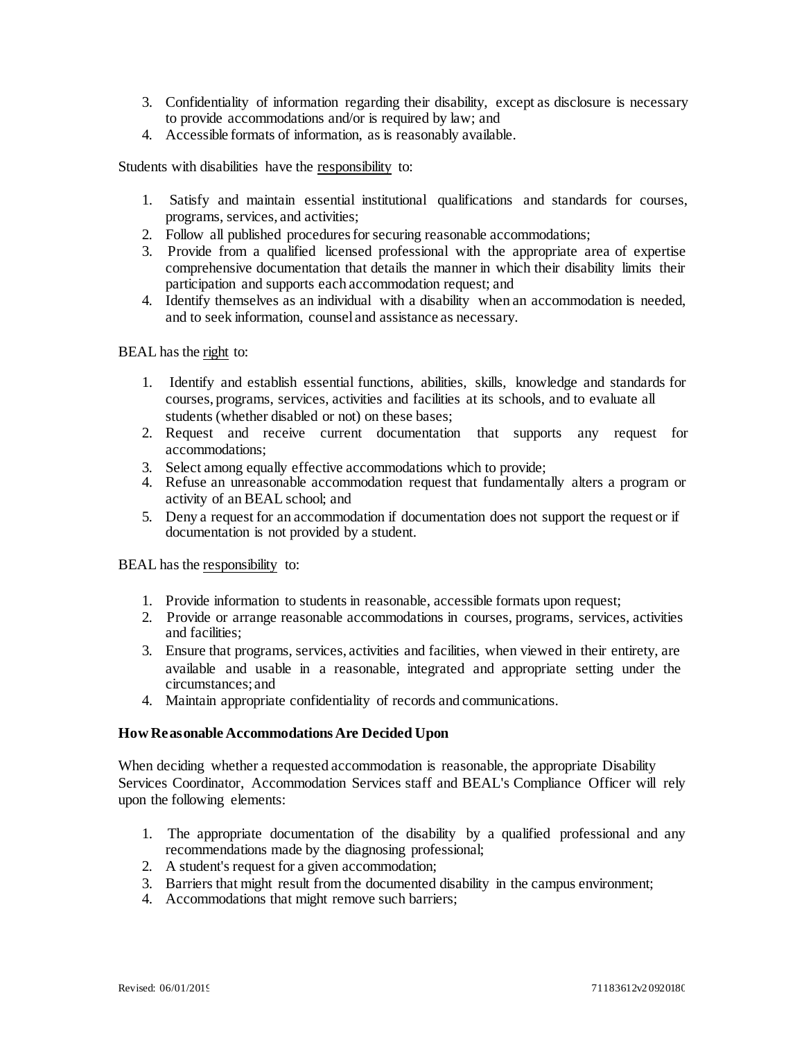3. Confidentiality of information regarding their disability, except as disclosure is necessary to provide accommodations and/or is required by law; and
4. Accessible formats of information, as is reasonably available.

Students with disabilities have the responsibility to:

1. Satisfy and maintain essential institutional qualifications and standards for courses, programs, services, and activities;
2. Follow all published procedures for securing reasonable accommodations;
3. Provide from a qualified licensed professional with the appropriate area of expertise comprehensive documentation that details the manner in which their disability limits their participation and supports each accommodation request; and
4. Identify themselves as an individual with a disability when an accommodation is needed, and to seek information, counsel and assistance as necessary.

BEAL has the right to:

1. Identify and establish essential functions, abilities, skills, knowledge and standards for courses, programs, services, activities and facilities at its schools, and to evaluate all students (whether disabled or not) on these bases;
2. Request and receive current documentation that supports any request for accommodations;
3. Select among equally effective accommodations which to provide;
4. Refuse an unreasonable accommodation request that fundamentally alters a program or activity of an BEAL school; and
5. Deny a request for an accommodation if documentation does not support the request or if documentation is not provided by a student.

BEAL has the responsibility to:

1. Provide information to students in reasonable, accessible formats upon request;
2. Provide or arrange reasonable accommodations in courses, programs, services, activities and facilities;
3. Ensure that programs, services, activities and facilities, when viewed in their entirety, are available and usable in a reasonable, integrated and appropriate setting under the circumstances; and
4. Maintain appropriate confidentiality of records and communications.

**How Reasonable Accommodations Are Decided Upon**

When deciding whether a requested accommodation is reasonable, the appropriate Disability Services Coordinator, Accommodation Services staff and BEAL's Compliance Officer will rely upon the following elements:

1. The appropriate documentation of the disability by a qualified professional and any recommendations made by the diagnosing professional;
2. A student's request for a given accommodation;
3. Barriers that might result from the documented disability in the campus environment;
4. Accommodations that might remove such barriers;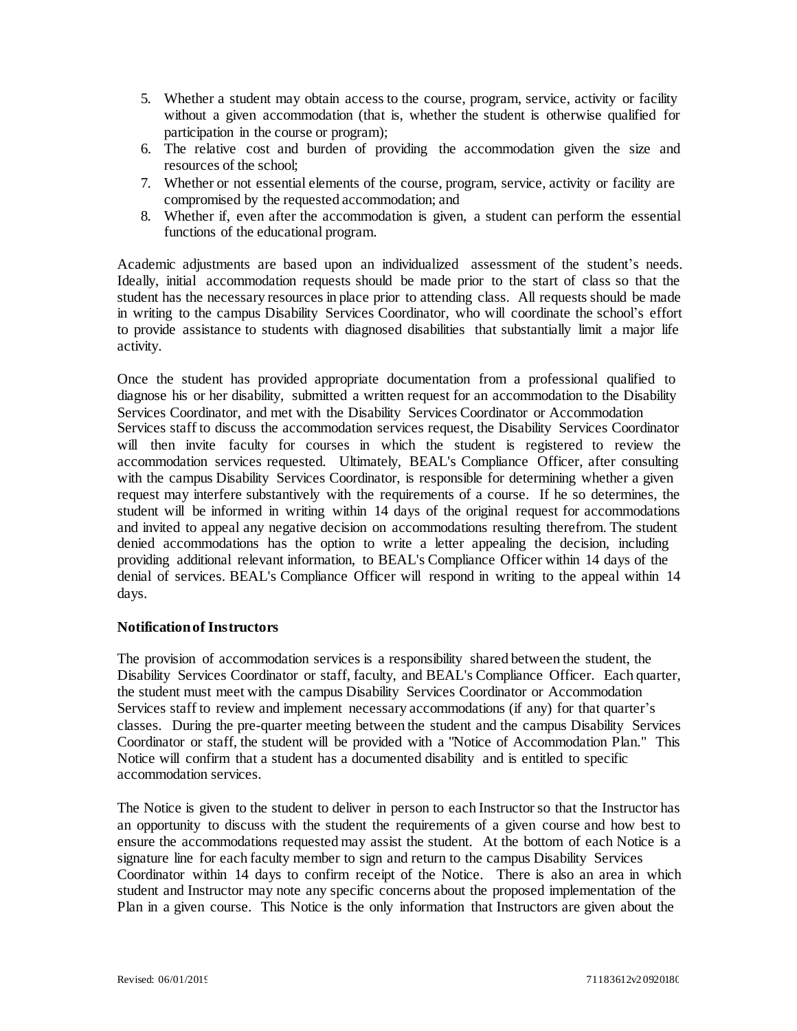5. Whether a student may obtain access to the course, program, service, activity or facility without a given accommodation (that is, whether the student is otherwise qualified for participation in the course or program);
6. The relative cost and burden of providing the accommodation given the size and resources of the school;
7. Whether or not essential elements of the course, program, service, activity or facility are compromised by the requested accommodation; and
8. Whether if, even after the accommodation is given, a student can perform the essential functions of the educational program.

Academic adjustments are based upon an individualized assessment of the student's needs. Ideally, initial accommodation requests should be made prior to the start of class so that the student has the necessary resources in place prior to attending class. All requests should be made in writing to the campus Disability Services Coordinator, who will coordinate the school's effort to provide assistance to students with diagnosed disabilities that substantially limit a major life activity.

Once the student has provided appropriate documentation from a professional qualified to diagnose his or her disability, submitted a written request for an accommodation to the Disability Services Coordinator, and met with the Disability Services Coordinator or Accommodation Services staff to discuss the accommodation services request, the Disability Services Coordinator will then invite faculty for courses in which the student is registered to review the accommodation services requested. Ultimately, BEAL's Compliance Officer, after consulting with the campus Disability Services Coordinator, is responsible for determining whether a given request may interfere substantively with the requirements of a course. If he so determines, the student will be informed in writing within 14 days of the original request for accommodations and invited to appeal any negative decision on accommodations resulting therefrom. The student denied accommodations has the option to write a letter appealing the decision, including providing additional relevant information, to BEAL's Compliance Officer within 14 days of the denial of services. BEAL's Compliance Officer will respond in writing to the appeal within 14 days.

**Notification of Instructors**

The provision of accommodation services is a responsibility shared between the student, the Disability Services Coordinator or staff, faculty, and BEAL's Compliance Officer. Each quarter, the student must meet with the campus Disability Services Coordinator or Accommodation Services staff to review and implement necessary accommodations (if any) for that quarter's classes. During the pre-quarter meeting between the student and the campus Disability Services Coordinator or staff, the student will be provided with a "Notice of Accommodation Plan." This Notice will confirm that a student has a documented disability and is entitled to specific accommodation services.

The Notice is given to the student to deliver in person to each Instructor so that the Instructor has an opportunity to discuss with the student the requirements of a given course and how best to ensure the accommodations requested may assist the student. At the bottom of each Notice is a signature line for each faculty member to sign and return to the campus Disability Services Coordinator within 14 days to confirm receipt of the Notice. There is also an area in which student and Instructor may note any specific concerns about the proposed implementation of the Plan in a given course. This Notice is the only information that Instructors are given about the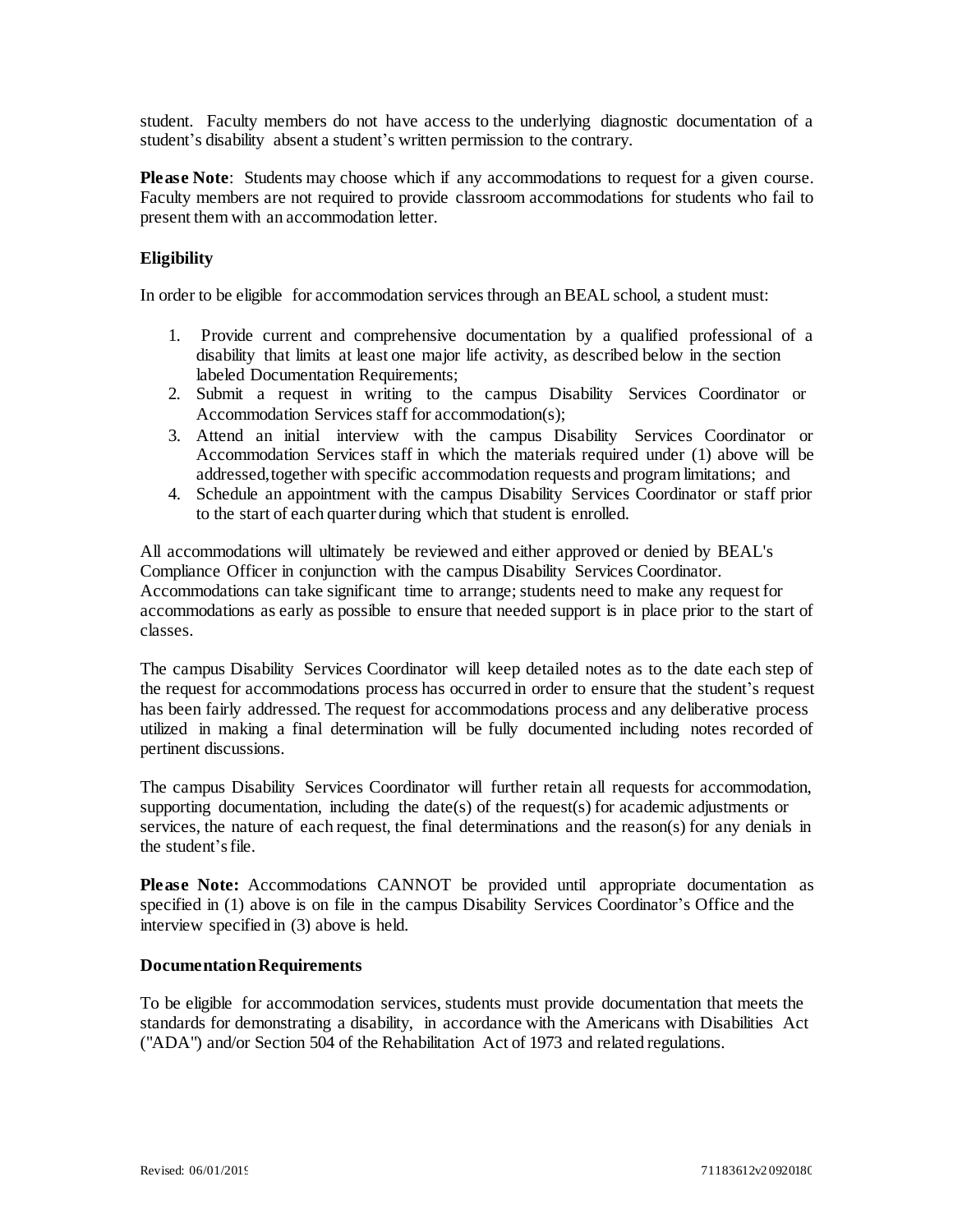student. Faculty members do not have access to the underlying diagnostic documentation of a student's disability absent a student's written permission to the contrary.

**Please Note**: Students may choose which if any accommodations to request for a given course. Faculty members are not required to provide classroom accommodations for students who fail to present them with an accommodation letter.

### Eligibility

In order to be eligible for accommodation services through an BEAL school, a student must:

1. Provide current and comprehensive documentation by a qualified professional of a disability that limits at least one major life activity, as described below in the section labeled Documentation Requirements;
2. Submit a request in writing to the campus Disability Services Coordinator or Accommodation Services staff for accommodation(s);
3. Attend an initial interview with the campus Disability Services Coordinator or Accommodation Services staff in which the materials required under (1) above will be addressed, together with specific accommodation requests and program limitations; and
4. Schedule an appointment with the campus Disability Services Coordinator or staff prior to the start of each quarter during which that student is enrolled.

All accommodations will ultimately be reviewed and either approved or denied by BEAL's Compliance Officer in conjunction with the campus Disability Services Coordinator. Accommodations can take significant time to arrange; students need to make any request for accommodations as early as possible to ensure that needed support is in place prior to the start of classes.

The campus Disability Services Coordinator will keep detailed notes as to the date each step of the request for accommodations process has occurred in order to ensure that the student's request has been fairly addressed. The request for accommodations process and any deliberative process utilized in making a final determination will be fully documented including notes recorded of pertinent discussions.

The campus Disability Services Coordinator will further retain all requests for accommodation, supporting documentation, including the date(s) of the request(s) for academic adjustments or services, the nature of each request, the final determinations and the reason(s) for any denials in the student's file.

**Please Note:** Accommodations CANNOT be provided until appropriate documentation as specified in (1) above is on file in the campus Disability Services Coordinator's Office and the interview specified in (3) above is held.

### Documentation Requirements

To be eligible for accommodation services, students must provide documentation that meets the standards for demonstrating a disability, in accordance with the Americans with Disabilities Act ("ADA") and/or Section 504 of the Rehabilitation Act of 1973 and related regulations.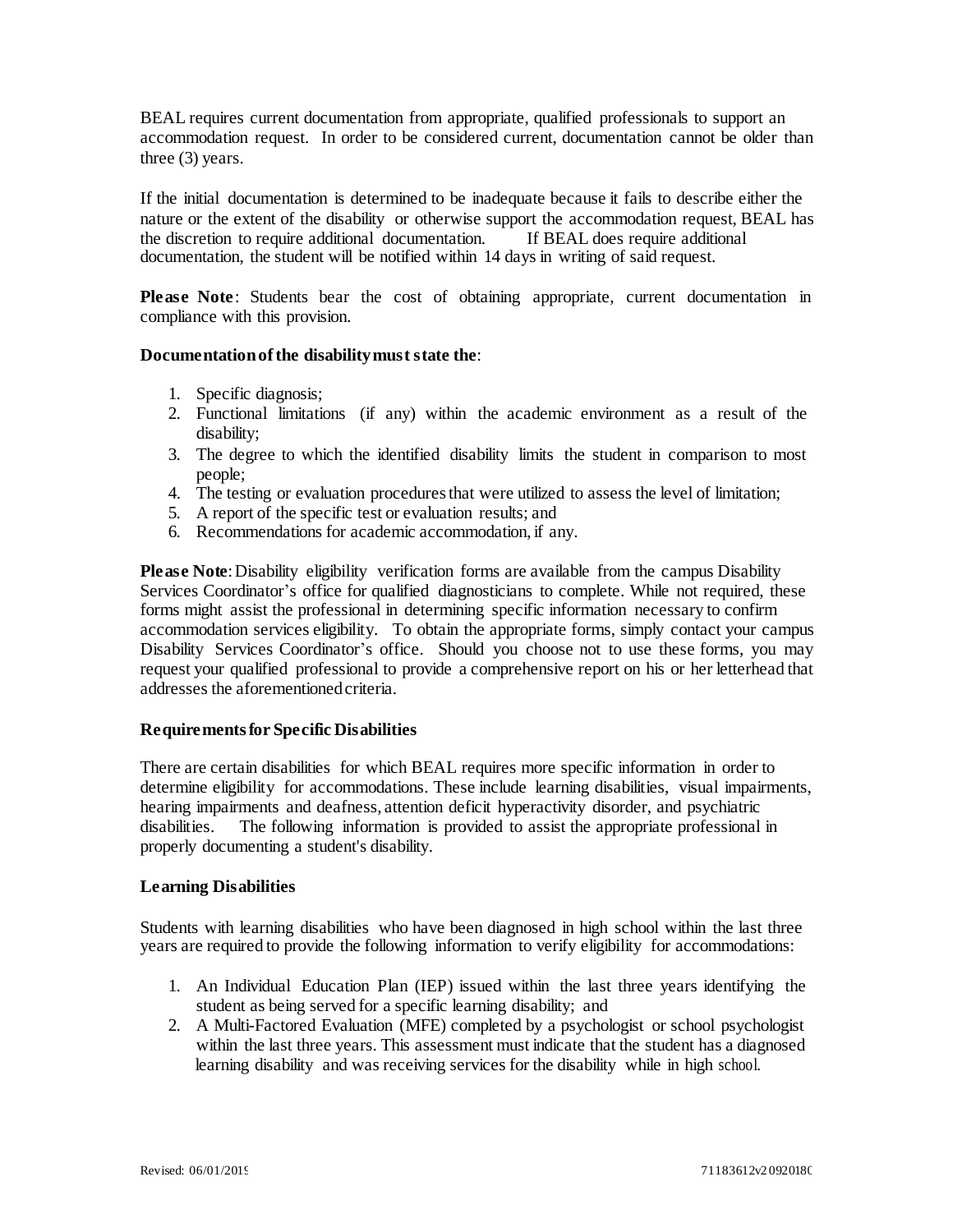BEAL requires current documentation from appropriate, qualified professionals to support an accommodation request. In order to be considered current, documentation cannot be older than three (3) years.

If the initial documentation is determined to be inadequate because it fails to describe either the nature or the extent of the disability or otherwise support the accommodation request, BEAL has the discretion to require additional documentation. If BEAL does require additional documentation, the student will be notified within 14 days in writing of said request.

**Please Note**: Students bear the cost of obtaining appropriate, current documentation in compliance with this provision.

**Documentation of the disability must state the**:

1. Specific diagnosis;
2. Functional limitations (if any) within the academic environment as a result of the disability;
3. The degree to which the identified disability limits the student in comparison to most people;
4. The testing or evaluation procedures that were utilized to assess the level of limitation;
5. A report of the specific test or evaluation results; and
6. Recommendations for academic accommodation, if any.

**Please Note**: Disability eligibility verification forms are available from the campus Disability Services Coordinator's office for qualified diagnosticians to complete. While not required, these forms might assist the professional in determining specific information necessary to confirm accommodation services eligibility. To obtain the appropriate forms, simply contact your campus Disability Services Coordinator's office. Should you choose not to use these forms, you may request your qualified professional to provide a comprehensive report on his or her letterhead that addresses the aforementioned criteria.

**Requirements for Specific Disabilities**

There are certain disabilities for which BEAL requires more specific information in order to determine eligibility for accommodations. These include learning disabilities, visual impairments, hearing impairments and deafness, attention deficit hyperactivity disorder, and psychiatric disabilities. The following information is provided to assist the appropriate professional in properly documenting a student's disability.

**Learning Disabilities**

Students with learning disabilities who have been diagnosed in high school within the last three years are required to provide the following information to verify eligibility for accommodations:

1. An Individual Education Plan (IEP) issued within the last three years identifying the student as being served for a specific learning disability; and
2. A Multi-Factored Evaluation (MFE) completed by a psychologist or school psychologist within the last three years. This assessment must indicate that the student has a diagnosed learning disability and was receiving services for the disability while in high school.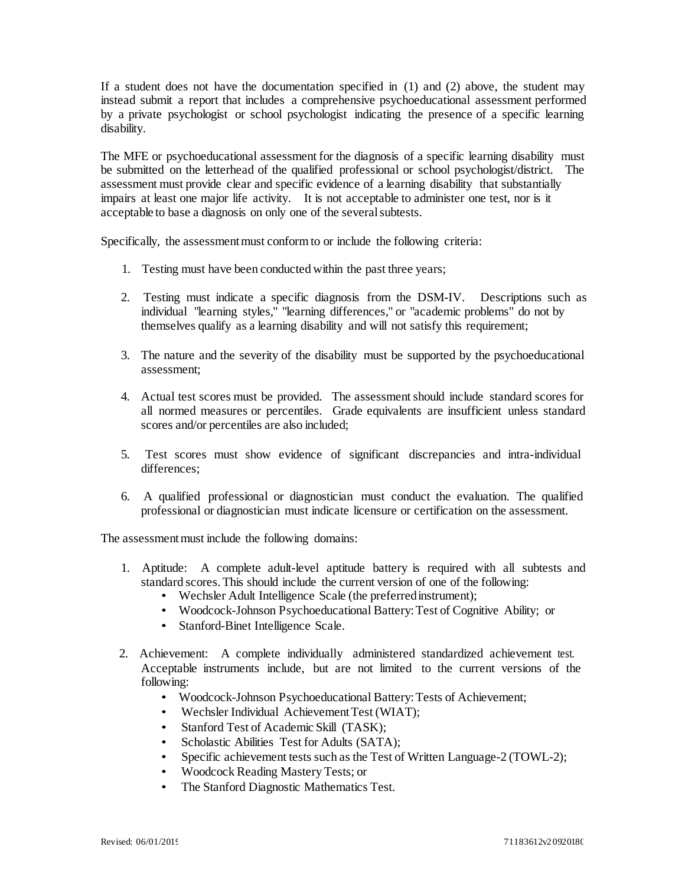If a student does not have the documentation specified in (1) and (2) above, the student may instead submit a report that includes a comprehensive psychoeducational assessment performed by a private psychologist or school psychologist indicating the presence of a specific learning disability.

The MFE or psychoeducational assessment for the diagnosis of a specific learning disability must be submitted on the letterhead of the qualified professional or school psychologist/district. The assessment must provide clear and specific evidence of a learning disability that substantially impairs at least one major life activity. It is not acceptable to administer one test, nor is it acceptable to base a diagnosis on only one of the several subtests.

Specifically, the assessment must conform to or include the following criteria:

1. Testing must have been conducted within the past three years;
2. Testing must indicate a specific diagnosis from the DSM-IV. Descriptions such as individual "learning styles," "learning differences," or "academic problems" do not by themselves qualify as a learning disability and will not satisfy this requirement;
3. The nature and the severity of the disability must be supported by the psychoeducational assessment;
4. Actual test scores must be provided. The assessment should include standard scores for all normed measures or percentiles. Grade equivalents are insufficient unless standard scores and/or percentiles are also included;
5. Test scores must show evidence of significant discrepancies and intra-individual differences;
6. A qualified professional or diagnostician must conduct the evaluation. The qualified professional or diagnostician must indicate licensure or certification on the assessment.

The assessment must include the following domains:

1. Aptitude: A complete adult-level aptitude battery is required with all subtests and standard scores. This should include the current version of one of the following:
   - Wechsler Adult Intelligence Scale (the preferred instrument);
   - Woodcock-Johnson Psychoeducational Battery: Test of Cognitive Ability; or
   - Stanford-Binet Intelligence Scale.
2. Achievement: A complete individually administered standardized achievement test. Acceptable instruments include, but are not limited to the current versions of the following:
   - Woodcock-Johnson Psychoeducational Battery: Tests of Achievement;
   - Wechsler Individual Achievement Test (WIAT);
   - Stanford Test of Academic Skill (TASK);
   - Scholastic Abilities Test for Adults (SATA);
   - Specific achievement tests such as the Test of Written Language-2 (TOWL-2);
   - Woodcock Reading Mastery Tests; or
   - The Stanford Diagnostic Mathematics Test.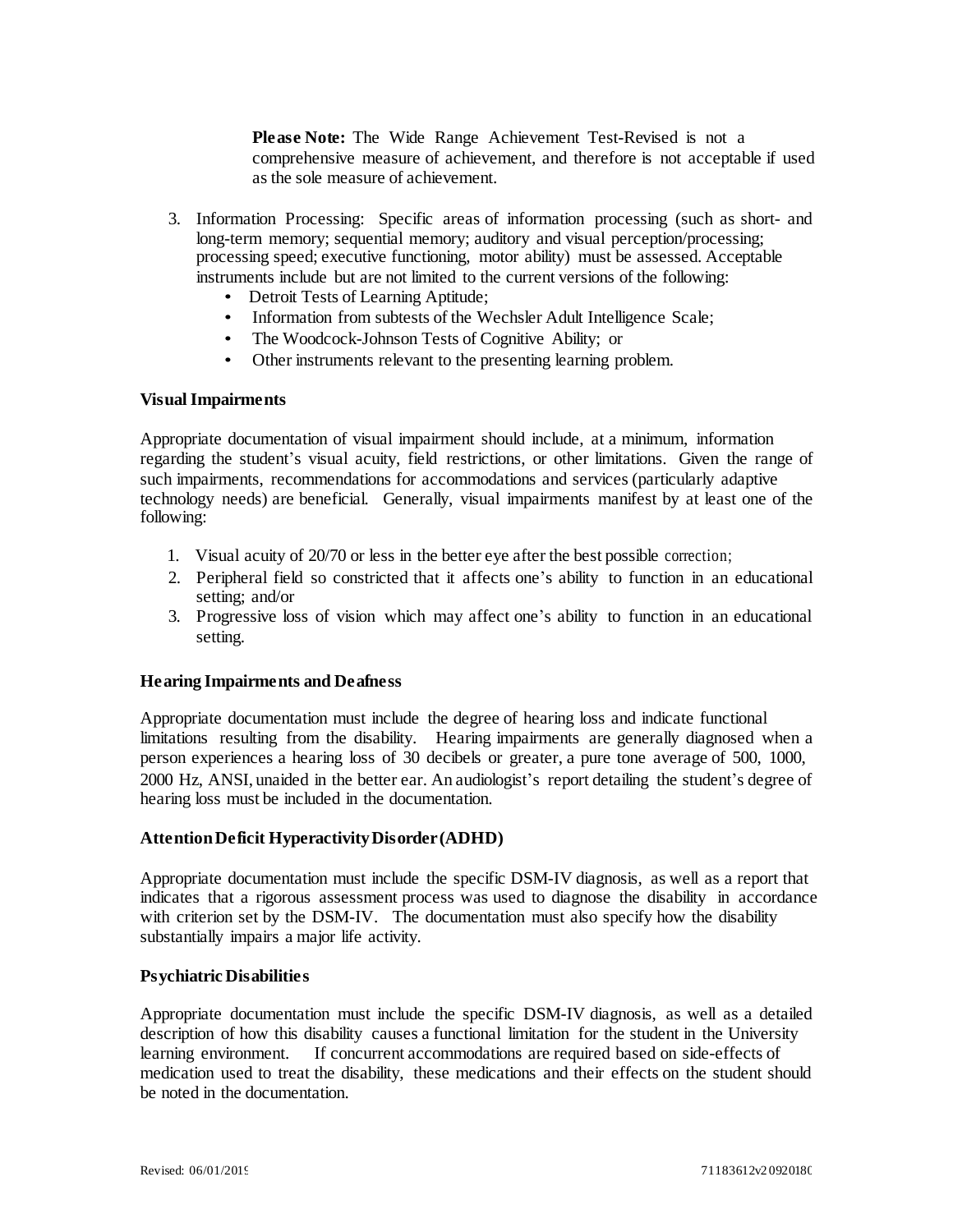**Please Note:** The Wide Range Achievement Test-Revised is not a comprehensive measure of achievement, and therefore is not acceptable if used as the sole measure of achievement.

3. Information Processing: Specific areas of information processing (such as short- and long-term memory; sequential memory; auditory and visual perception/processing; processing speed; executive functioning, motor ability) must be assessed. Acceptable instruments include but are not limited to the current versions of the following:
   - Detroit Tests of Learning Aptitude;
   - Information from subtests of the Wechsler Adult Intelligence Scale;
   - The Woodcock-Johnson Tests of Cognitive Ability; or
   - Other instruments relevant to the presenting learning problem.

**Visual Impairments**

Appropriate documentation of visual impairment should include, at a minimum, information regarding the student's visual acuity, field restrictions, or other limitations. Given the range of such impairments, recommendations for accommodations and services (particularly adaptive technology needs) are beneficial. Generally, visual impairments manifest by at least one of the following:

1. Visual acuity of 20/70 or less in the better eye after the best possible correction;
2. Peripheral field so constricted that it affects one's ability to function in an educational setting; and/or
3. Progressive loss of vision which may affect one's ability to function in an educational setting.

**Hearing Impairments and Deafness**

Appropriate documentation must include the degree of hearing loss and indicate functional limitations resulting from the disability. Hearing impairments are generally diagnosed when a person experiences a hearing loss of 30 decibels or greater, a pure tone average of 500, 1000, 2000 Hz, ANSI, unaided in the better ear. An audiologist's report detailing the student's degree of hearing loss must be included in the documentation.

**Attention Deficit Hyperactivity Disorder (ADHD)**

Appropriate documentation must include the specific DSM-IV diagnosis, as well as a report that indicates that a rigorous assessment process was used to diagnose the disability in accordance with criterion set by the DSM-IV. The documentation must also specify how the disability substantially impairs a major life activity.

**Psychiatric Disabilities**

Appropriate documentation must include the specific DSM-IV diagnosis, as well as a detailed description of how this disability causes a functional limitation for the student in the University learning environment. If concurrent accommodations are required based on side-effects of medication used to treat the disability, these medications and their effects on the student should be noted in the documentation.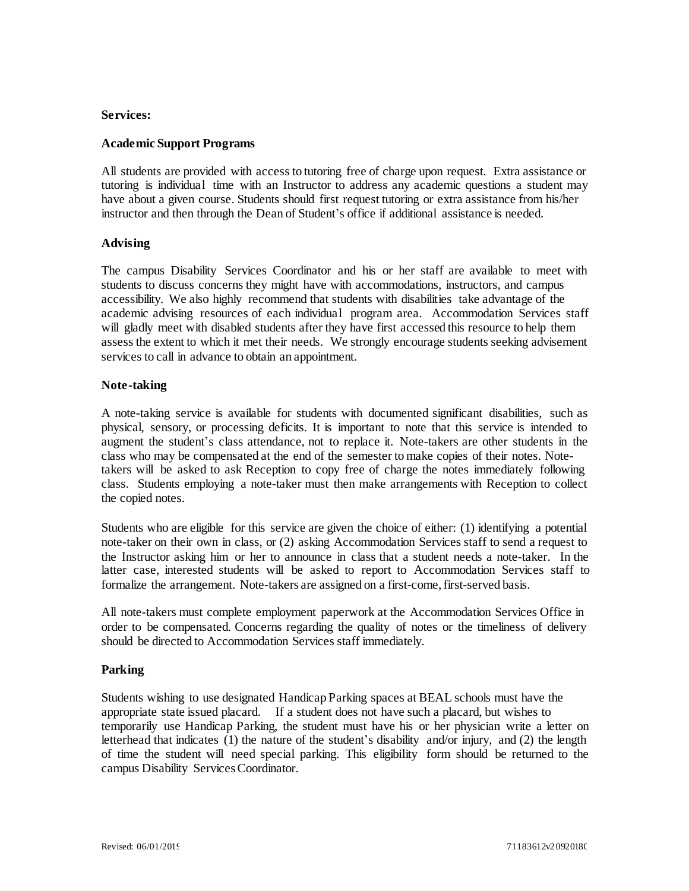**Services:**

**Academic Support Programs**

All students are provided with access to tutoring free of charge upon request. Extra assistance or tutoring is individual time with an Instructor to address any academic questions a student may have about a given course. Students should first request tutoring or extra assistance from his/her instructor and then through the Dean of Student's office if additional assistance is needed.

**Advising**

The campus Disability Services Coordinator and his or her staff are available to meet with students to discuss concerns they might have with accommodations, instructors, and campus accessibility. We also highly recommend that students with disabilities take advantage of the academic advising resources of each individual program area. Accommodation Services staff will gladly meet with disabled students after they have first accessed this resource to help them assess the extent to which it met their needs. We strongly encourage students seeking advisement services to call in advance to obtain an appointment.

**Note-taking**

A note-taking service is available for students with documented significant disabilities, such as physical, sensory, or processing deficits. It is important to note that this service is intended to augment the student's class attendance, not to replace it. Note-takers are other students in the class who may be compensated at the end of the semester to make copies of their notes. Note-takers will be asked to ask Reception to copy free of charge the notes immediately following class. Students employing a note-taker must then make arrangements with Reception to collect the copied notes.

Students who are eligible for this service are given the choice of either: (1) identifying a potential note-taker on their own in class, or (2) asking Accommodation Services staff to send a request to the Instructor asking him or her to announce in class that a student needs a note-taker. In the latter case, interested students will be asked to report to Accommodation Services staff to formalize the arrangement. Note-takers are assigned on a first-come, first-served basis.

All note-takers must complete employment paperwork at the Accommodation Services Office in order to be compensated. Concerns regarding the quality of notes or the timeliness of delivery should be directed to Accommodation Services staff immediately.

**Parking**

Students wishing to use designated Handicap Parking spaces at BEAL schools must have the appropriate state issued placard. If a student does not have such a placard, but wishes to temporarily use Handicap Parking, the student must have his or her physician write a letter on letterhead that indicates (1) the nature of the student's disability and/or injury, and (2) the length of time the student will need special parking. This eligibility form should be returned to the campus Disability Services Coordinator.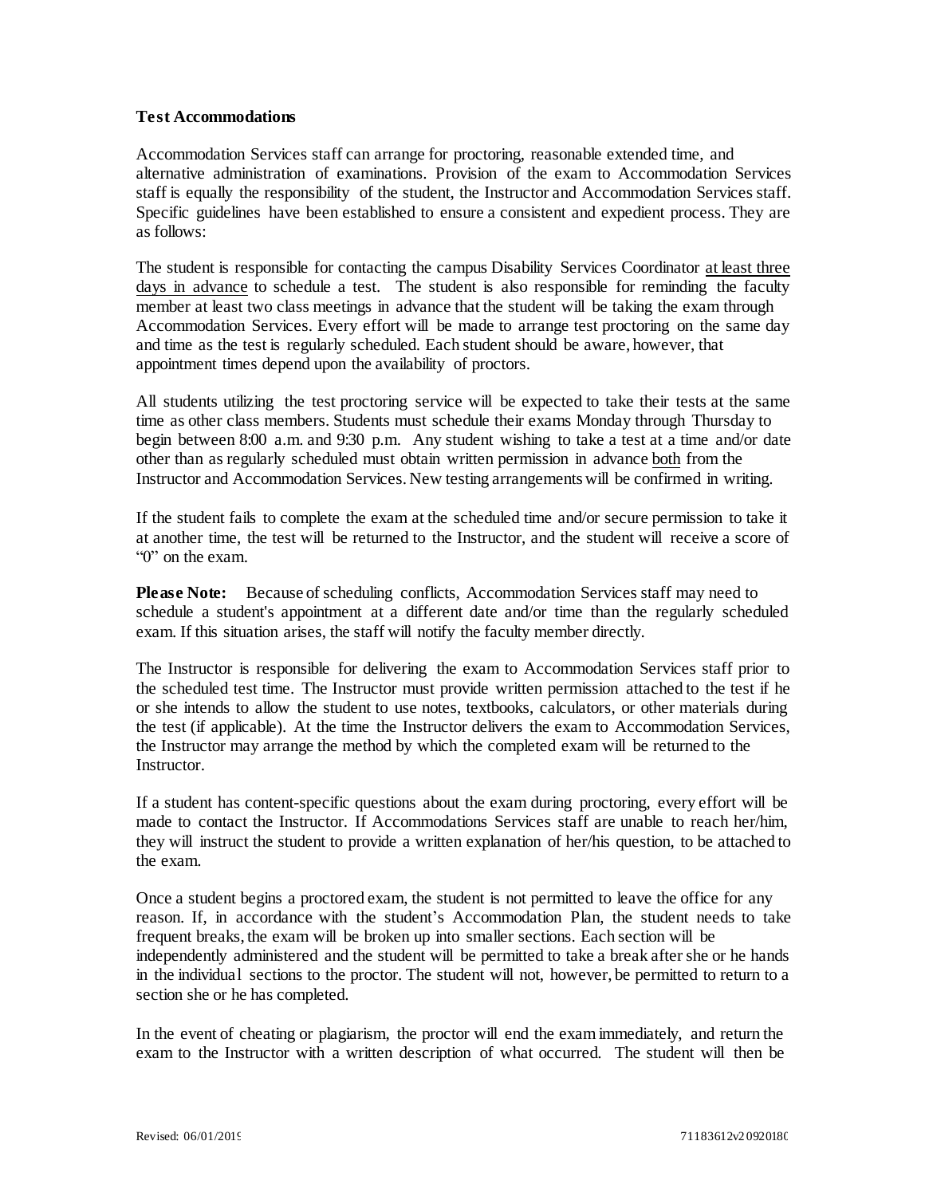### Test Accommodations

Accommodation Services staff can arrange for proctoring, reasonable extended time, and alternative administration of examinations. Provision of the exam to Accommodation Services staff is equally the responsibility of the student, the Instructor and Accommodation Services staff. Specific guidelines have been established to ensure a consistent and expedient process. They are as follows:

The student is responsible for contacting the campus Disability Services Coordinator <u>at least three days in advance</u> to schedule a test. The student is also responsible for reminding the faculty member at least two class meetings in advance that the student will be taking the exam through Accommodation Services. Every effort will be made to arrange test proctoring on the same day and time as the test is regularly scheduled. Each student should be aware, however, that appointment times depend upon the availability of proctors.

All students utilizing the test proctoring service will be expected to take their tests at the same time as other class members. Students must schedule their exams Monday through Thursday to begin between 8:00 a.m. and 9:30 p.m. Any student wishing to take a test at a time and/or date other than as regularly scheduled must obtain written permission in advance <u>both</u> from the Instructor and Accommodation Services. New testing arrangements will be confirmed in writing.

If the student fails to complete the exam at the scheduled time and/or secure permission to take it at another time, the test will be returned to the Instructor, and the student will receive a score of "0" on the exam.

**Please Note:** Because of scheduling conflicts, Accommodation Services staff may need to schedule a student's appointment at a different date and/or time than the regularly scheduled exam. If this situation arises, the staff will notify the faculty member directly.

The Instructor is responsible for delivering the exam to Accommodation Services staff prior to the scheduled test time. The Instructor must provide written permission attached to the test if he or she intends to allow the student to use notes, textbooks, calculators, or other materials during the test (if applicable). At the time the Instructor delivers the exam to Accommodation Services, the Instructor may arrange the method by which the completed exam will be returned to the Instructor.

If a student has content-specific questions about the exam during proctoring, every effort will be made to contact the Instructor. If Accommodations Services staff are unable to reach her/him, they will instruct the student to provide a written explanation of her/his question, to be attached to the exam.

Once a student begins a proctored exam, the student is not permitted to leave the office for any reason. If, in accordance with the student's Accommodation Plan, the student needs to take frequent breaks, the exam will be broken up into smaller sections. Each section will be independently administered and the student will be permitted to take a break after she or he hands in the individual sections to the proctor. The student will not, however, be permitted to return to a section she or he has completed.

In the event of cheating or plagiarism, the proctor will end the exam immediately, and return the exam to the Instructor with a written description of what occurred. The student will then be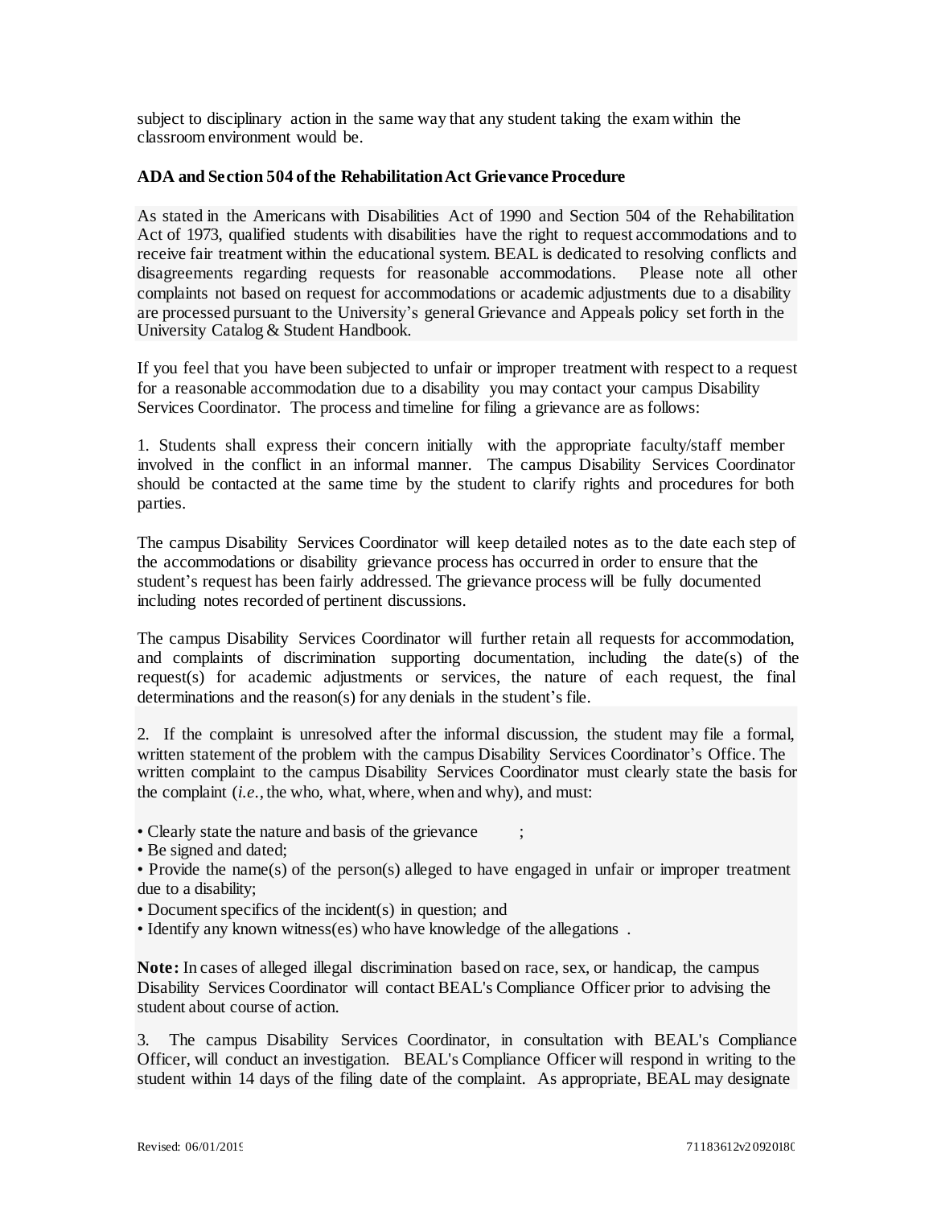subject to disciplinary action in the same way that any student taking the exam within the classroom environment would be.

**ADA and Section 504 of the Rehabilitation Act Grievance Procedure**

As stated in the Americans with Disabilities Act of 1990 and Section 504 of the Rehabilitation Act of 1973, qualified students with disabilities have the right to request accommodations and to receive fair treatment within the educational system. BEAL is dedicated to resolving conflicts and disagreements regarding requests for reasonable accommodations. Please note all other complaints not based on request for accommodations or academic adjustments due to a disability are processed pursuant to the University's general Grievance and Appeals policy set forth in the University Catalog & Student Handbook.

If you feel that you have been subjected to unfair or improper treatment with respect to a request for a reasonable accommodation due to a disability you may contact your campus Disability Services Coordinator. The process and timeline for filing a grievance are as follows:

1. Students shall express their concern initially with the appropriate faculty/staff member involved in the conflict in an informal manner. The campus Disability Services Coordinator should be contacted at the same time by the student to clarify rights and procedures for both parties.

The campus Disability Services Coordinator will keep detailed notes as to the date each step of the accommodations or disability grievance process has occurred in order to ensure that the student's request has been fairly addressed. The grievance process will be fully documented including notes recorded of pertinent discussions.

The campus Disability Services Coordinator will further retain all requests for accommodation, and complaints of discrimination supporting documentation, including the date(s) of the request(s) for academic adjustments or services, the nature of each request, the final determinations and the reason(s) for any denials in the student's file.

2. If the complaint is unresolved after the informal discussion, the student may file a formal, written statement of the problem with the campus Disability Services Coordinator's Office. The written complaint to the campus Disability Services Coordinator must clearly state the basis for the complaint (*i.e.*, the who, what, where, when and why), and must:

- Clearly state the nature and basis of the grievance ;
- Be signed and dated;
- Provide the name(s) of the person(s) alleged to have engaged in unfair or improper treatment due to a disability;
- Document specifics of the incident(s) in question; and
- Identify any known witness(es) who have knowledge of the allegations .

**Note:** In cases of alleged illegal discrimination based on race, sex, or handicap, the campus Disability Services Coordinator will contact BEAL's Compliance Officer prior to advising the student about course of action.

3. The campus Disability Services Coordinator, in consultation with BEAL's Compliance Officer, will conduct an investigation. BEAL's Compliance Officer will respond in writing to the student within 14 days of the filing date of the complaint. As appropriate, BEAL may designate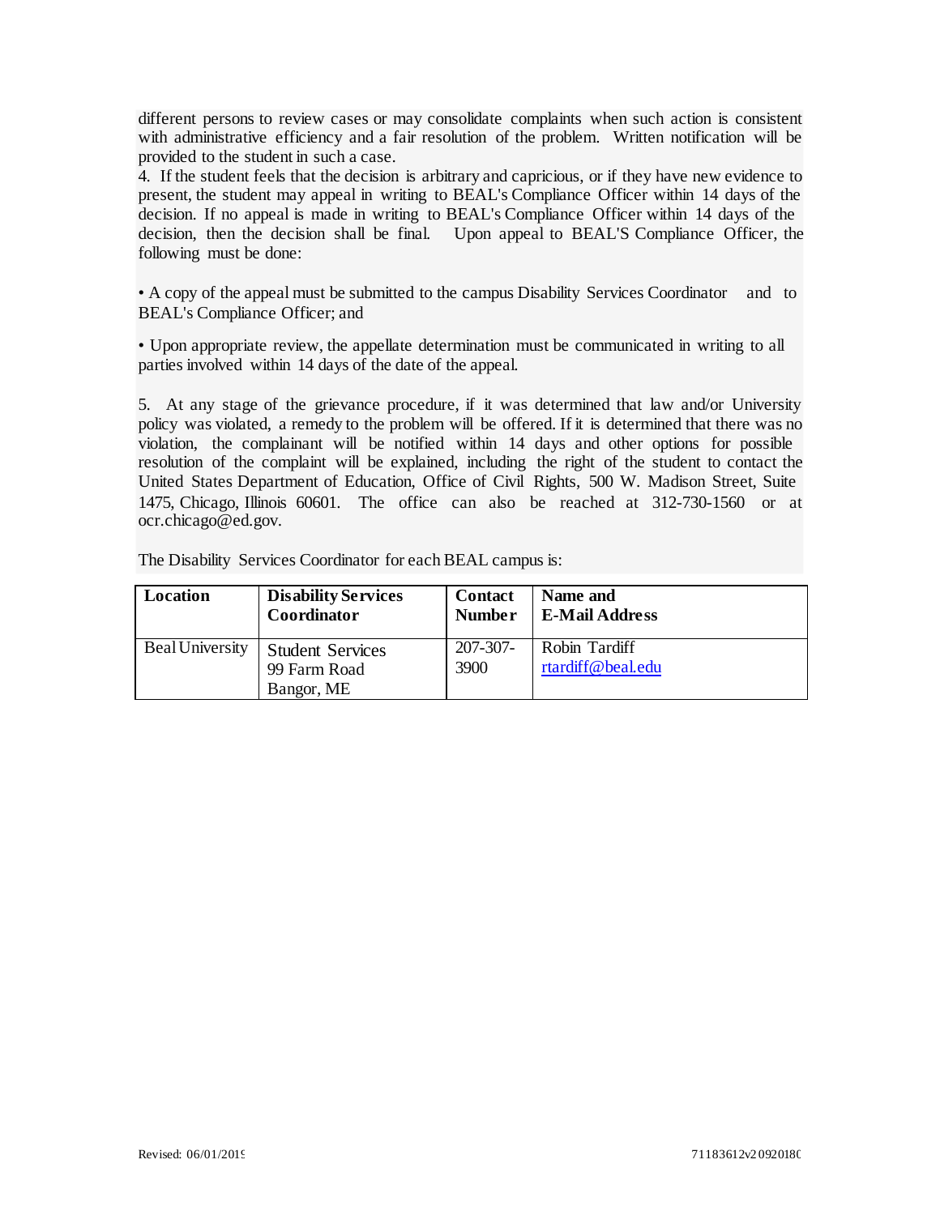different persons to review cases or may consolidate complaints when such action is consistent with administrative efficiency and a fair resolution of the problem. Written notification will be provided to the student in such a case.

4. If the student feels that the decision is arbitrary and capricious, or if they have new evidence to present, the student may appeal in writing to BEAL's Compliance Officer within 14 days of the decision. If no appeal is made in writing to BEAL's Compliance Officer within 14 days of the decision, then the decision shall be final. Upon appeal to BEAL'S Compliance Officer, the following must be done:

• A copy of the appeal must be submitted to the campus Disability Services Coordinator and to BEAL's Compliance Officer; and

• Upon appropriate review, the appellate determination must be communicated in writing to all parties involved within 14 days of the date of the appeal.

5. At any stage of the grievance procedure, if it was determined that law and/or University policy was violated, a remedy to the problem will be offered. If it is determined that there was no violation, the complainant will be notified within 14 days and other options for possible resolution of the complaint will be explained, including the right of the student to contact the United States Department of Education, Office of Civil Rights, 500 W. Madison Street, Suite 1475, Chicago, Illinois 60601. The office can also be reached at 312-730-1560 or at ocr.chicago@ed.gov.

The Disability Services Coordinator for each BEAL campus is:

| **Location** | **Disability Services Coordinator** | **Contact Number** | **Name and E-Mail Address** |
|---|---|---|---|
| Beal University | Student Services<br>99 Farm Road<br>Bangor, ME | 207-307-3900 | Robin Tardiff<br>rtardiff@beal.edu |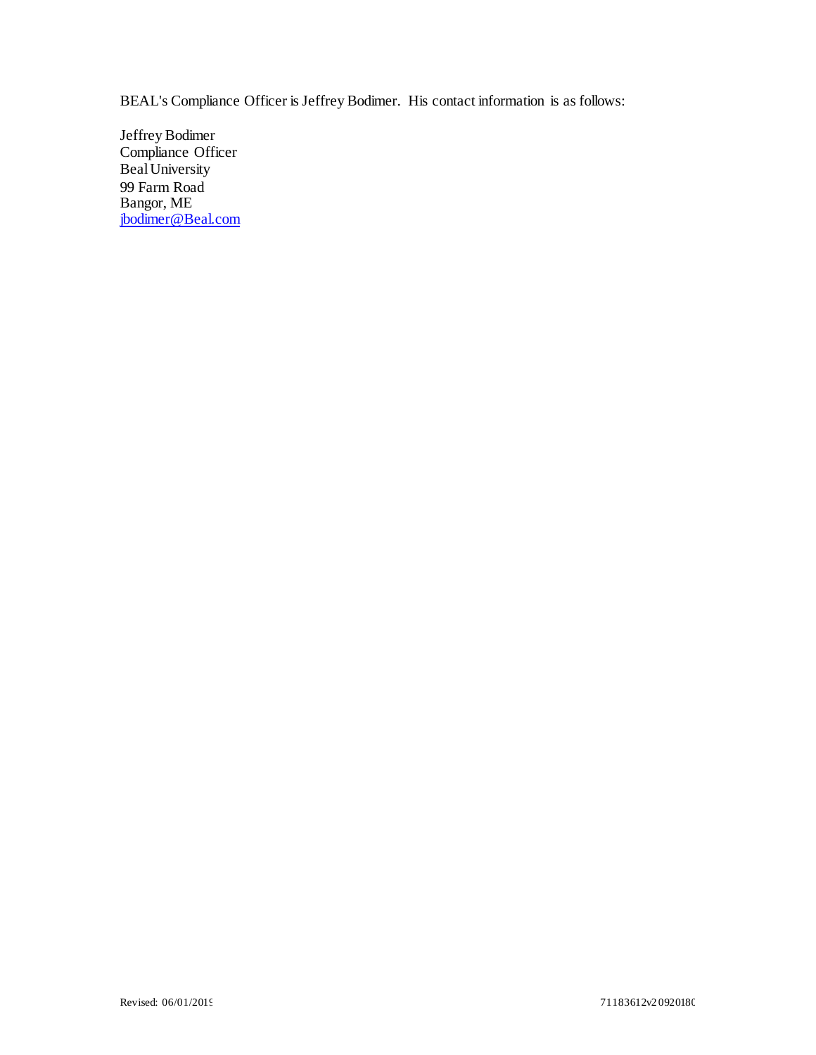BEAL's Compliance Officer is Jeffrey Bodimer. His contact information is as follows:

Jeffrey Bodimer
Compliance Officer
Beal University
99 Farm Road
Bangor, ME
jbodimer@Beal.com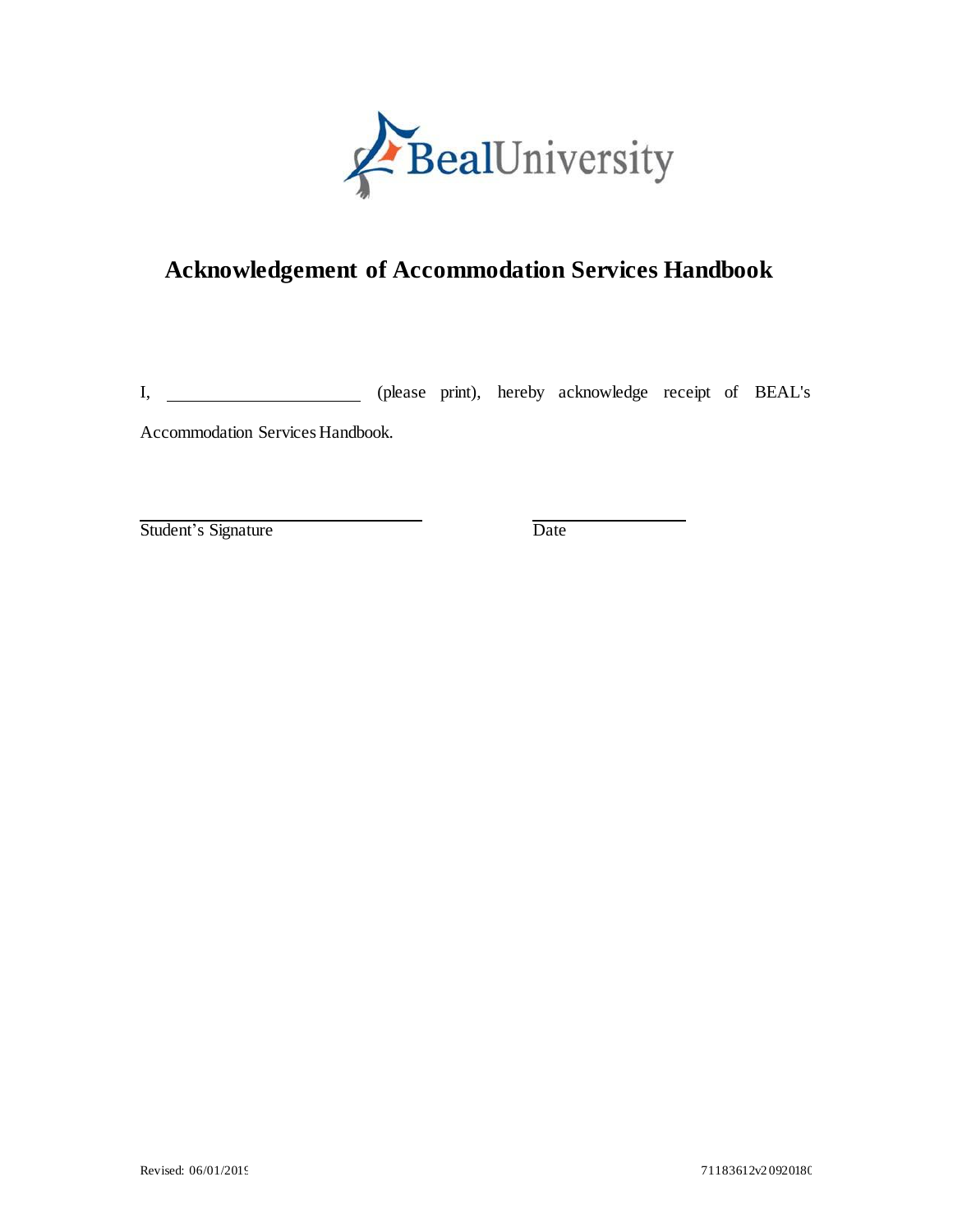# Acknowledgement of Accommodation Services Handbook

I, \_\_\_\_\_\_\_\_\_\_\_\_\_\_\_\_\_\_\_\_\_\_\_\_ (please print), hereby acknowledge receipt of BEAL's Accommodation Services Handbook.

\_\_\_\_\_\_\_\_\_\_\_\_\_\_\_\_\_\_\_\_\_\_\_\_\_\_\_\_\_\_\_\_\_\_ \_\_\_\_\_\_\_\_\_\_\_\_\_\_\_\_\_\_\_\_

Student's Signature Date

Revised: 06/01/2019

71183612v2092018